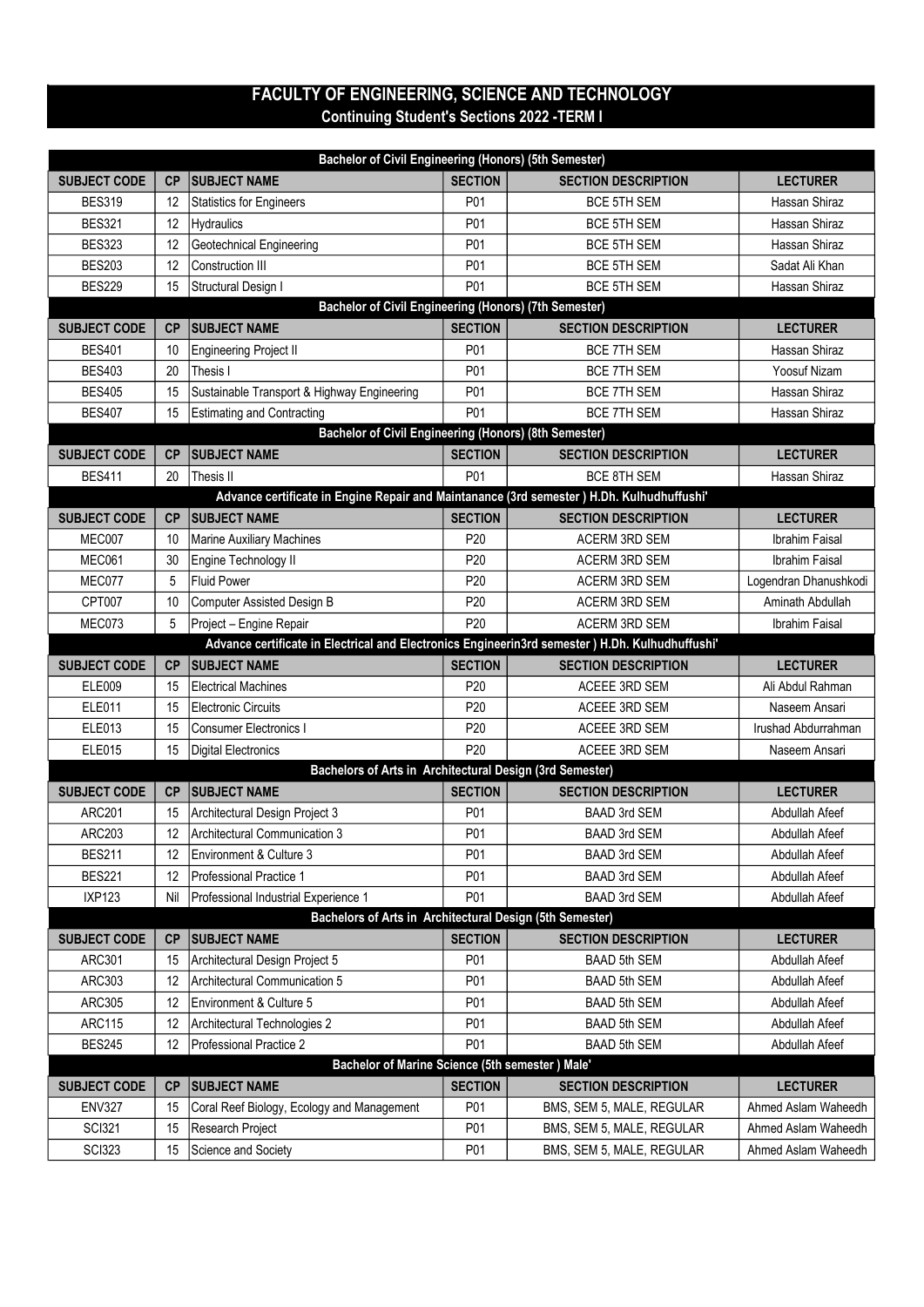# FACULTY OF ENGINEERING, SCIENCE AND TECHNOLOGY

## Continuing Student's Sections 2022 -TERM I

| Bachelor of Civil Engineering (Honors) (5th Semester) | | | | | |
|---|---|---|---|---|---|
| **SUBJECT CODE** | **CP** | **SUBJECT NAME** | **SECTION** | **SECTION DESCRIPTION** | **LECTURER** |
| BES319 | 12 | Statistics for Engineers | P01 | BCE 5TH SEM | Hassan Shiraz |
| BES321 | 12 | Hydraulics | P01 | BCE 5TH SEM | Hassan Shiraz |
| BES323 | 12 | Geotechnical Engineering | P01 | BCE 5TH SEM | Hassan Shiraz |
| BES203 | 12 | Construction III | P01 | BCE 5TH SEM | Sadat Ali Khan |
| BES229 | 15 | Structural Design I | P01 | BCE 5TH SEM | Hassan Shiraz |
| **Bachelor of Civil Engineering (Honors) (7th Semester)** | | | | | |
| **SUBJECT CODE** | **CP** | **SUBJECT NAME** | **SECTION** | **SECTION DESCRIPTION** | **LECTURER** |
| BES401 | 10 | Engineering Project II | P01 | BCE 7TH SEM | Hassan Shiraz |
| BES403 | 20 | Thesis I | P01 | BCE 7TH SEM | Yoosuf Nizam |
| BES405 | 15 | Sustainable Transport & Highway Engineering | P01 | BCE 7TH SEM | Hassan Shiraz |
| BES407 | 15 | Estimating and Contracting | P01 | BCE 7TH SEM | Hassan Shiraz |
| **Bachelor of Civil Engineering (Honors) (8th Semester)** | | | | | |
| **SUBJECT CODE** | **CP** | **SUBJECT NAME** | **SECTION** | **SECTION DESCRIPTION** | **LECTURER** |
| BES411 | 20 | Thesis II | P01 | BCE 8TH SEM | Hassan Shiraz |
| **Advance certificate in Engine Repair and Maintanance (3rd semester ) H.Dh. Kulhudhuffushi'** | | | | | |
| **SUBJECT CODE** | **CP** | **SUBJECT NAME** | **SECTION** | **SECTION DESCRIPTION** | **LECTURER** |
| MEC007 | 10 | Marine Auxiliary Machines | P20 | ACERM 3RD SEM | Ibrahim Faisal |
| MEC061 | 30 | Engine Technology II | P20 | ACERM 3RD SEM | Ibrahim Faisal |
| MEC077 | 5 | Fluid Power | P20 | ACERM 3RD SEM | Logendran Dhanushkodi |
| CPT007 | 10 | Computer Assisted Design B | P20 | ACERM 3RD SEM | Aminath Abdullah |
| MEC073 | 5 | Project – Engine Repair | P20 | ACERM 3RD SEM | Ibrahim Faisal |
| **Advance certificate in Electrical and Electronics Engineerin3rd semester ) H.Dh. Kulhudhuffushi'** | | | | | |
| **SUBJECT CODE** | **CP** | **SUBJECT NAME** | **SECTION** | **SECTION DESCRIPTION** | **LECTURER** |
| ELE009 | 15 | Electrical Machines | P20 | ACEEE 3RD SEM | Ali Abdul Rahman |
| ELE011 | 15 | Electronic Circuits | P20 | ACEEE 3RD SEM | Naseem Ansari |
| ELE013 | 15 | Consumer Electronics I | P20 | ACEEE 3RD SEM | Irushad Abdurrahman |
| ELE015 | 15 | Digital Electronics | P20 | ACEEE 3RD SEM | Naseem Ansari |
| **Bachelors of Arts in Architectural Design (3rd Semester)** | | | | | |
| **SUBJECT CODE** | **CP** | **SUBJECT NAME** | **SECTION** | **SECTION DESCRIPTION** | **LECTURER** |
| ARC201 | 15 | Architectural Design Project 3 | P01 | BAAD 3rd SEM | Abdullah Afeef |
| ARC203 | 12 | Architectural Communication 3 | P01 | BAAD 3rd SEM | Abdullah Afeef |
| BES211 | 12 | Environment & Culture 3 | P01 | BAAD 3rd SEM | Abdullah Afeef |
| BES221 | 12 | Professional Practice 1 | P01 | BAAD 3rd SEM | Abdullah Afeef |
| IXP123 | Nil | Professional Industrial Experience 1 | P01 | BAAD 3rd SEM | Abdullah Afeef |
| **Bachelors of Arts in Architectural Design (5th Semester)** | | | | | |
| **SUBJECT CODE** | **CP** | **SUBJECT NAME** | **SECTION** | **SECTION DESCRIPTION** | **LECTURER** |
| ARC301 | 15 | Architectural Design Project 5 | P01 | BAAD 5th SEM | Abdullah Afeef |
| ARC303 | 12 | Architectural Communication 5 | P01 | BAAD 5th SEM | Abdullah Afeef |
| ARC305 | 12 | Environment & Culture 5 | P01 | BAAD 5th SEM | Abdullah Afeef |
| ARC115 | 12 | Architectural Technologies 2 | P01 | BAAD 5th SEM | Abdullah Afeef |
| BES245 | 12 | Professional Practice 2 | P01 | BAAD 5th SEM | Abdullah Afeef |
| **Bachelor of Marine Science (5th semester ) Male'** | | | | | |
| **SUBJECT CODE** | **CP** | **SUBJECT NAME** | **SECTION** | **SECTION DESCRIPTION** | **LECTURER** |
| ENV327 | 15 | Coral Reef Biology, Ecology and Management | P01 | BMS, SEM 5, MALE, REGULAR | Ahmed Aslam Waheedh |
| SCI321 | 15 | Research Project | P01 | BMS, SEM 5, MALE, REGULAR | Ahmed Aslam Waheedh |
| SCI323 | 15 | Science and Society | P01 | BMS, SEM 5, MALE, REGULAR | Ahmed Aslam Waheedh |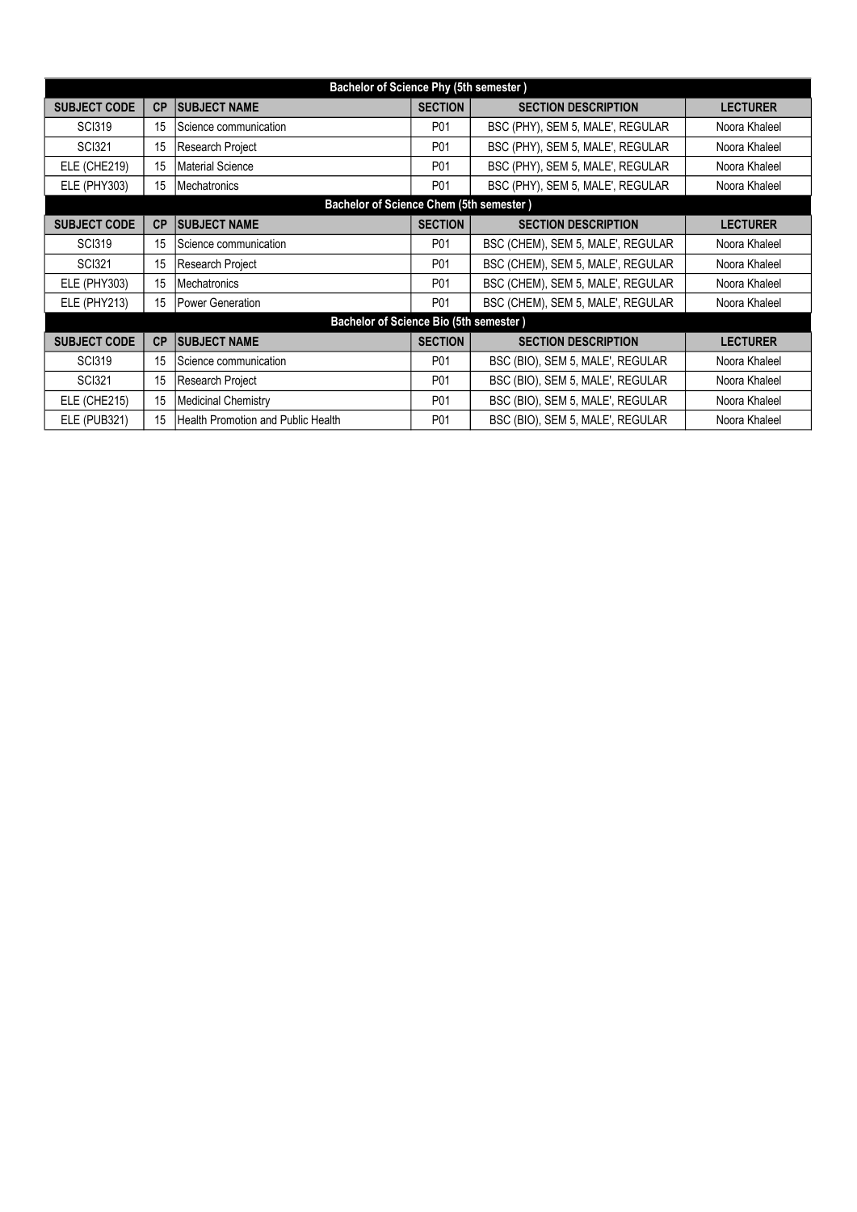| Bachelor of Science Phy (5th semester ) | | | | | |
|---|---|---|---|---|---|
| SUBJECT CODE | CP | SUBJECT NAME | SECTION | SECTION DESCRIPTION | LECTURER |
| SCI319 | 15 | Science communication | P01 | BSC (PHY), SEM 5, MALE', REGULAR | Noora Khaleel |
| SCI321 | 15 | Research Project | P01 | BSC (PHY), SEM 5, MALE', REGULAR | Noora Khaleel |
| ELE (CHE219) | 15 | Material Science | P01 | BSC (PHY), SEM 5, MALE', REGULAR | Noora Khaleel |
| ELE (PHY303) | 15 | Mechatronics | P01 | BSC (PHY), SEM 5, MALE', REGULAR | Noora Khaleel |

| Bachelor of Science Chem (5th semester ) | | | | | |
|---|---|---|---|---|---|
| SUBJECT CODE | CP | SUBJECT NAME | SECTION | SECTION DESCRIPTION | LECTURER |
| SCI319 | 15 | Science communication | P01 | BSC (CHEM), SEM 5, MALE', REGULAR | Noora Khaleel |
| SCI321 | 15 | Research Project | P01 | BSC (CHEM), SEM 5, MALE', REGULAR | Noora Khaleel |
| ELE (PHY303) | 15 | Mechatronics | P01 | BSC (CHEM), SEM 5, MALE', REGULAR | Noora Khaleel |
| ELE (PHY213) | 15 | Power Generation | P01 | BSC (CHEM), SEM 5, MALE', REGULAR | Noora Khaleel |

| Bachelor of Science Bio (5th semester ) | | | | | |
|---|---|---|---|---|---|
| SUBJECT CODE | CP | SUBJECT NAME | SECTION | SECTION DESCRIPTION | LECTURER |
| SCI319 | 15 | Science communication | P01 | BSC (BIO), SEM 5, MALE', REGULAR | Noora Khaleel |
| SCI321 | 15 | Research Project | P01 | BSC (BIO), SEM 5, MALE', REGULAR | Noora Khaleel |
| ELE (CHE215) | 15 | Medicinal Chemistry | P01 | BSC (BIO), SEM 5, MALE', REGULAR | Noora Khaleel |
| ELE (PUB321) | 15 | Health Promotion and Public Health | P01 | BSC (BIO), SEM 5, MALE', REGULAR | Noora Khaleel |